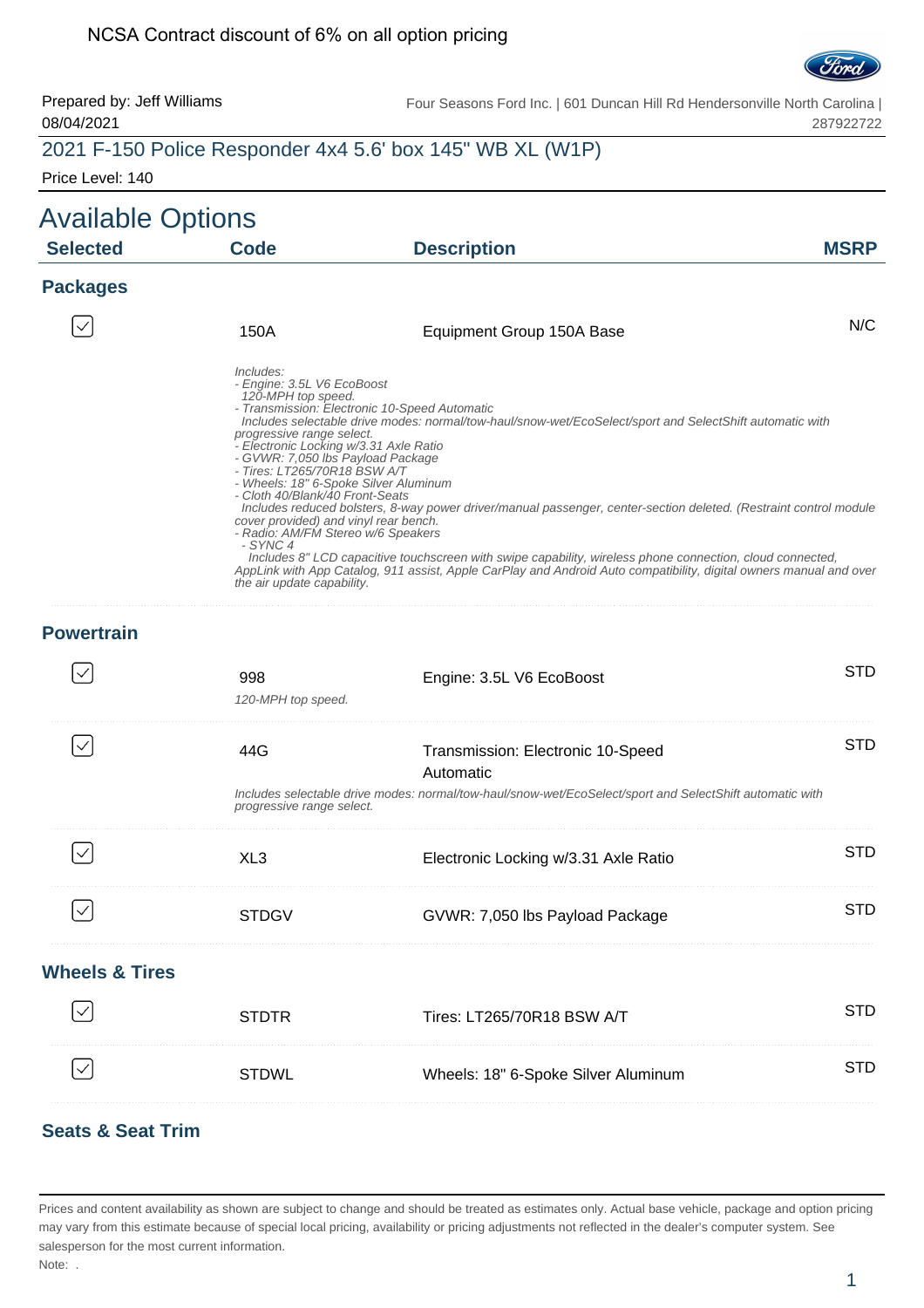NCSA Contract discount of 6% on all option pricing

Prepared by: Jeff Williams
08/04/2021

Four Seasons Ford Inc. | 601 Duncan Hill Rd Hendersonville North Carolina | 287922722

## 2021 F-150 Police Responder 4x4 5.6' box 145" WB XL (W1P)

Price Level: 140

# Available Options

| Selected | Code | Description | MSRP |
|---|---|---|---|

### Packages

| Selected | Code | Description | MSRP |
|---|---|---|---|
| ☑ | 150A | Equipment Group 150A Base | N/C |

*Includes:*
*- Engine: 3.5L V6 EcoBoost*
*120-MPH top speed.*
*- Transmission: Electronic 10-Speed Automatic*
*Includes selectable drive modes: normal/tow-haul/snow-wet/EcoSelect/sport and SelectShift automatic with progressive range select.*
*- Electronic Locking w/3.31 Axle Ratio*
*- GVWR: 7,050 lbs Payload Package*
*- Tires: LT265/70R18 BSW A/T*
*- Wheels: 18" 6-Spoke Silver Aluminum*
*- Cloth 40/Blank/40 Front-Seats*
*Includes reduced bolsters, 8-way power driver/manual passenger, center-section deleted. (Restraint control module cover provided) and vinyl rear bench.*
*- Radio: AM/FM Stereo w/6 Speakers*
*- SYNC 4*
*Includes 8" LCD capacitive touchscreen with swipe capability, wireless phone connection, cloud connected, AppLink with App Catalog, 911 assist, Apple CarPlay and Android Auto compatibility, digital owners manual and over the air update capability.*

### Powertrain

| Selected | Code | Description | MSRP |
|---|---|---|---|
| ☑ | 998 | Engine: 3.5L V6 EcoBoost<br>*120-MPH top speed.* | STD |
| ☑ | 44G | Transmission: Electronic 10-Speed Automatic<br>*Includes selectable drive modes: normal/tow-haul/snow-wet/EcoSelect/sport and SelectShift automatic with progressive range select.* | STD |
| ☑ | XL3 | Electronic Locking w/3.31 Axle Ratio | STD |
| ☑ | STDGV | GVWR: 7,050 lbs Payload Package | STD |

### Wheels & Tires

| Selected | Code | Description | MSRP |
|---|---|---|---|
| ☑ | STDTR | Tires: LT265/70R18 BSW A/T | STD |
| ☑ | STDWL | Wheels: 18" 6-Spoke Silver Aluminum | STD |

### Seats & Seat Trim

Prices and content availability as shown are subject to change and should be treated as estimates only. Actual base vehicle, package and option pricing may vary from this estimate because of special local pricing, availability or pricing adjustments not reflected in the dealer's computer system. See salesperson for the most current information.

Note: .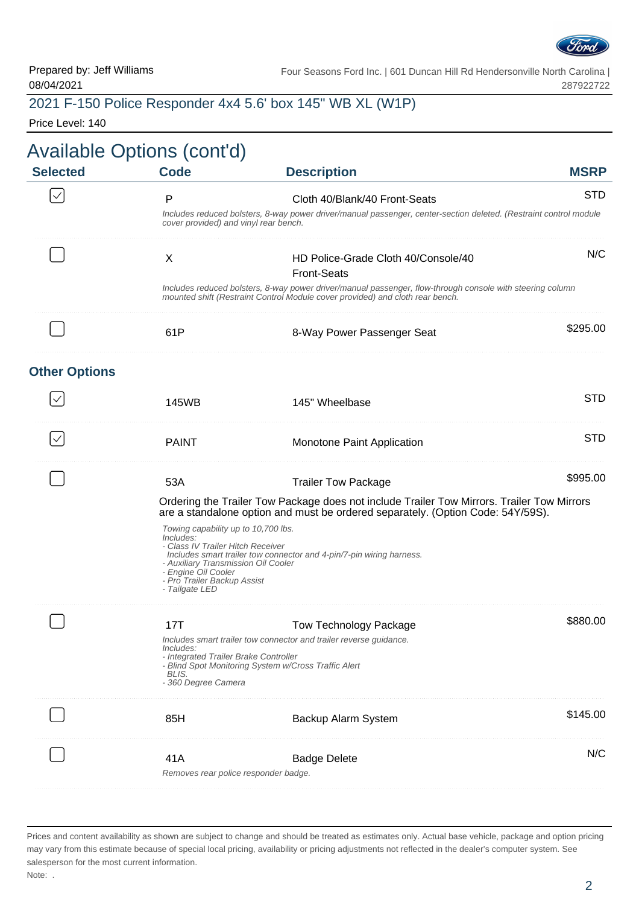Prepared by: Jeff Williams
08/04/2021

Four Seasons Ford Inc. | 601 Duncan Hill Rd Hendersonville North Carolina | 287922722

## 2021 F-150 Police Responder 4x4 5.6' box 145" WB XL (W1P)

Price Level: 140

# Available Options (cont'd)

| Selected | Code | Description | MSRP |
|---|---|---|---|
| ☑ | P | Cloth 40/Blank/40 Front-Seats<br>*Includes reduced bolsters, 8-way power driver/manual passenger, center-section deleted. (Restraint control module cover provided) and vinyl rear bench.* | STD |
| ☐ | X | HD Police-Grade Cloth 40/Console/40 Front-Seats<br>*Includes reduced bolsters, 8-way power driver/manual passenger, flow-through console with steering column mounted shift (Restraint Control Module cover provided) and cloth rear bench.* | N/C |
| ☐ | 61P | 8-Way Power Passenger Seat | $295.00 |

### Other Options

| Selected | Code | Description | MSRP |
|---|---|---|---|
| ☑ | 145WB | 145" Wheelbase | STD |
| ☑ | PAINT | Monotone Paint Application | STD |
| ☐ | 53A | Trailer Tow Package<br>Ordering the Trailer Tow Package does not include Trailer Tow Mirrors. Trailer Tow Mirrors are a standalone option and must be ordered separately. (Option Code: 54Y/59S).<br>*Towing capability up to 10,700 lbs.*<br>*Includes:*<br>*- Class IV Trailer Hitch Receiver*<br>*Includes smart trailer tow connector and 4-pin/7-pin wiring harness.*<br>*- Auxiliary Transmission Oil Cooler*<br>*- Engine Oil Cooler*<br>*- Pro Trailer Backup Assist*<br>*- Tailgate LED* | $995.00 |
| ☐ | 17T | Tow Technology Package<br>*Includes smart trailer tow connector and trailer reverse guidance.*<br>*Includes:*<br>*- Integrated Trailer Brake Controller*<br>*- Blind Spot Monitoring System w/Cross Traffic Alert*<br>*BLIS.*<br>*- 360 Degree Camera* | $880.00 |
| ☐ | 85H | Backup Alarm System | $145.00 |
| ☐ | 41A | Badge Delete<br>*Removes rear police responder badge.* | N/C |

Prices and content availability as shown are subject to change and should be treated as estimates only. Actual base vehicle, package and option pricing may vary from this estimate because of special local pricing, availability or pricing adjustments not reflected in the dealer's computer system. See salesperson for the most current information.

Note: .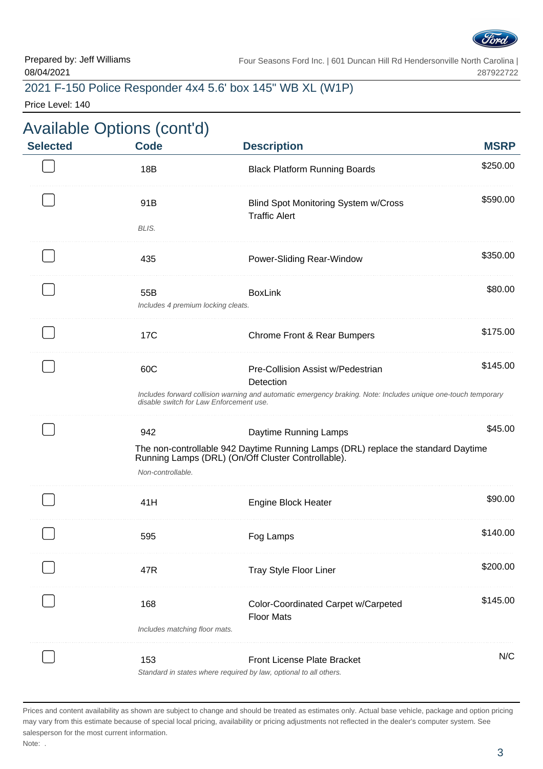Prepared by: Jeff Williams
08/04/2021

Four Seasons Ford Inc. | 601 Duncan Hill Rd Hendersonville North Carolina | 287922722

## 2021 F-150 Police Responder 4x4 5.6' box 145" WB XL (W1P)

Price Level: 140

# Available Options (cont'd)

| Selected | Code | Description | MSRP |
|---|---|---|---|
| ☐ | 18B | Black Platform Running Boards | $250.00 |
| ☐ | 91B | Blind Spot Monitoring System w/Cross Traffic Alert | $590.00 |
| | *BLIS.* | | |
| ☐ | 435 | Power-Sliding Rear-Window | $350.00 |
| ☐ | 55B | BoxLink | $80.00 |
| | *Includes 4 premium locking cleats.* | | |
| ☐ | 17C | Chrome Front & Rear Bumpers | $175.00 |
| ☐ | 60C | Pre-Collision Assist w/Pedestrian Detection | $145.00 |
| | *Includes forward collision warning and automatic emergency braking. Note: Includes unique one-touch temporary disable switch for Law Enforcement use.* | | |
| ☐ | 942 | Daytime Running Lamps | $45.00 |
| | The non-controllable 942 Daytime Running Lamps (DRL) replace the standard Daytime Running Lamps (DRL) (On/Off Cluster Controllable). *Non-controllable.* | | |
| ☐ | 41H | Engine Block Heater | $90.00 |
| ☐ | 595 | Fog Lamps | $140.00 |
| ☐ | 47R | Tray Style Floor Liner | $200.00 |
| ☐ | 168 | Color-Coordinated Carpet w/Carpeted Floor Mats | $145.00 |
| | *Includes matching floor mats.* | | |
| ☐ | 153 | Front License Plate Bracket | N/C |
| | *Standard in states where required by law, optional to all others.* | | |

Prices and content availability as shown are subject to change and should be treated as estimates only. Actual base vehicle, package and option pricing may vary from this estimate because of special local pricing, availability or pricing adjustments not reflected in the dealer's computer system. See salesperson for the most current information.

Note: .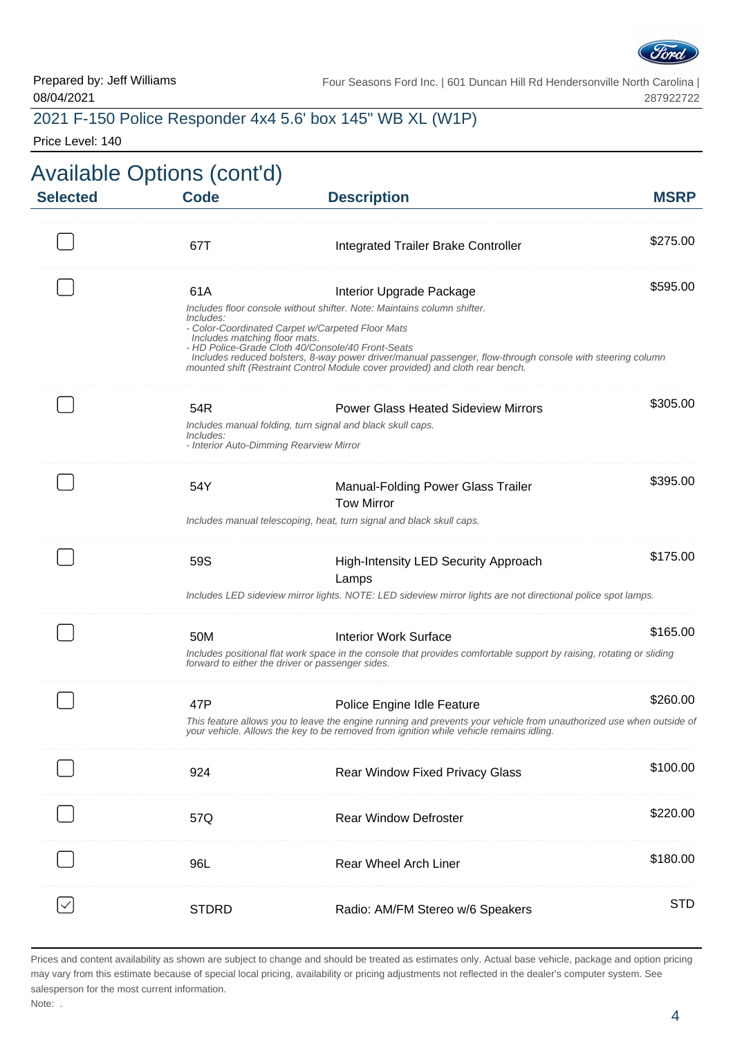Prepared by: Jeff Williams
08/04/2021

Four Seasons Ford Inc. | 601 Duncan Hill Rd Hendersonville North Carolina | 287922722

## 2021 F-150 Police Responder 4x4 5.6' box 145" WB XL (W1P)

Price Level: 140

# Available Options (cont'd)

| Selected | Code | Description | MSRP |
|---|---|---|---|
| ☐ | 67T | Integrated Trailer Brake Controller | $275.00 |
| ☐ | 61A | Interior Upgrade Package<br>*Includes floor console without shifter. Note: Maintains column shifter.*<br>*Includes:*<br>*- Color-Coordinated Carpet w/Carpeted Floor Mats*<br>*Includes matching floor mats.*<br>*- HD Police-Grade Cloth 40/Console/40 Front-Seats*<br>*Includes reduced bolsters, 8-way power driver/manual passenger, flow-through console with steering column mounted shift (Restraint Control Module cover provided) and cloth rear bench.* | $595.00 |
| ☐ | 54R | Power Glass Heated Sideview Mirrors<br>*Includes manual folding, turn signal and black skull caps.*<br>*Includes:*<br>*- Interior Auto-Dimming Rearview Mirror* | $305.00 |
| ☐ | 54Y | Manual-Folding Power Glass Trailer Tow Mirror<br>*Includes manual telescoping, heat, turn signal and black skull caps.* | $395.00 |
| ☐ | 59S | High-Intensity LED Security Approach Lamps<br>*Includes LED sideview mirror lights. NOTE: LED sideview mirror lights are not directional police spot lamps.* | $175.00 |
| ☐ | 50M | Interior Work Surface<br>*Includes positional flat work space in the console that provides comfortable support by raising, rotating or sliding forward to either the driver or passenger sides.* | $165.00 |
| ☐ | 47P | Police Engine Idle Feature<br>*This feature allows you to leave the engine running and prevents your vehicle from unauthorized use when outside of your vehicle. Allows the key to be removed from ignition while vehicle remains idling.* | $260.00 |
| ☐ | 924 | Rear Window Fixed Privacy Glass | $100.00 |
| ☐ | 57Q | Rear Window Defroster | $220.00 |
| ☐ | 96L | Rear Wheel Arch Liner | $180.00 |
| ☑ | STDRD | Radio: AM/FM Stereo w/6 Speakers | STD |

Prices and content availability as shown are subject to change and should be treated as estimates only. Actual base vehicle, package and option pricing may vary from this estimate because of special local pricing, availability or pricing adjustments not reflected in the dealer's computer system. See salesperson for the most current information.

Note: .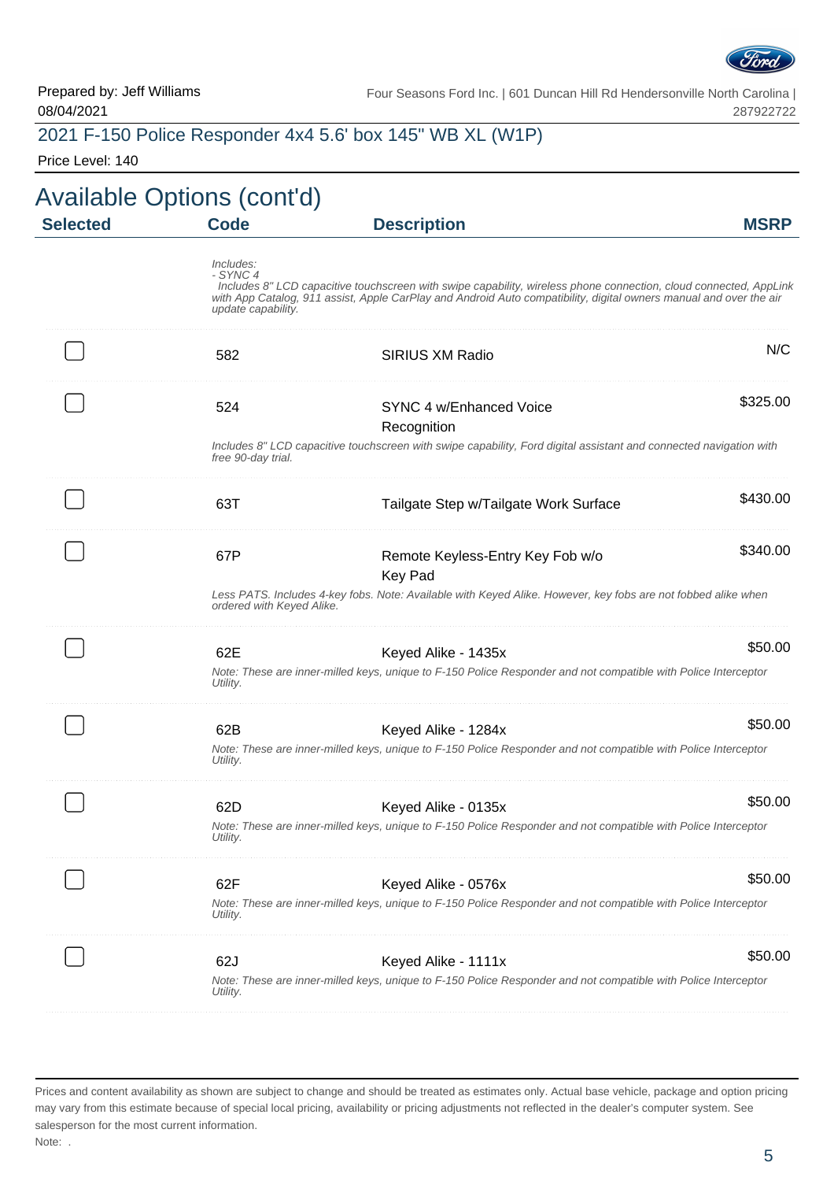Prepared by: Jeff Williams
08/04/2021

Four Seasons Ford Inc. | 601 Duncan Hill Rd Hendersonville North Carolina | 287922722

## 2021 F-150 Police Responder 4x4 5.6' box 145" WB XL (W1P)

Price Level: 140

# Available Options (cont'd)

| Selected | Code | Description | MSRP |
|---|---|---|---|
| | | *Includes:*<br>*- SYNC 4*<br>*Includes 8" LCD capacitive touchscreen with swipe capability, wireless phone connection, cloud connected, AppLink with App Catalog, 911 assist, Apple CarPlay and Android Auto compatibility, digital owners manual and over the air update capability.* | |
| ☐ | 582 | SIRIUS XM Radio | N/C |
| ☐ | 524 | SYNC 4 w/Enhanced Voice Recognition<br>*Includes 8" LCD capacitive touchscreen with swipe capability, Ford digital assistant and connected navigation with free 90-day trial.* | $325.00 |
| ☐ | 63T | Tailgate Step w/Tailgate Work Surface | $430.00 |
| ☐ | 67P | Remote Keyless-Entry Key Fob w/o Key Pad<br>*Less PATS. Includes 4-key fobs. Note: Available with Keyed Alike. However, key fobs are not fobbed alike when ordered with Keyed Alike.* | $340.00 |
| ☐ | 62E | Keyed Alike - 1435x<br>*Note: These are inner-milled keys, unique to F-150 Police Responder and not compatible with Police Interceptor Utility.* | $50.00 |
| ☐ | 62B | Keyed Alike - 1284x<br>*Note: These are inner-milled keys, unique to F-150 Police Responder and not compatible with Police Interceptor Utility.* | $50.00 |
| ☐ | 62D | Keyed Alike - 0135x<br>*Note: These are inner-milled keys, unique to F-150 Police Responder and not compatible with Police Interceptor Utility.* | $50.00 |
| ☐ | 62F | Keyed Alike - 0576x<br>*Note: These are inner-milled keys, unique to F-150 Police Responder and not compatible with Police Interceptor Utility.* | $50.00 |
| ☐ | 62J | Keyed Alike - 1111x<br>*Note: These are inner-milled keys, unique to F-150 Police Responder and not compatible with Police Interceptor Utility.* | $50.00 |

Prices and content availability as shown are subject to change and should be treated as estimates only. Actual base vehicle, package and option pricing may vary from this estimate because of special local pricing, availability or pricing adjustments not reflected in the dealer's computer system. See salesperson for the most current information.

Note: .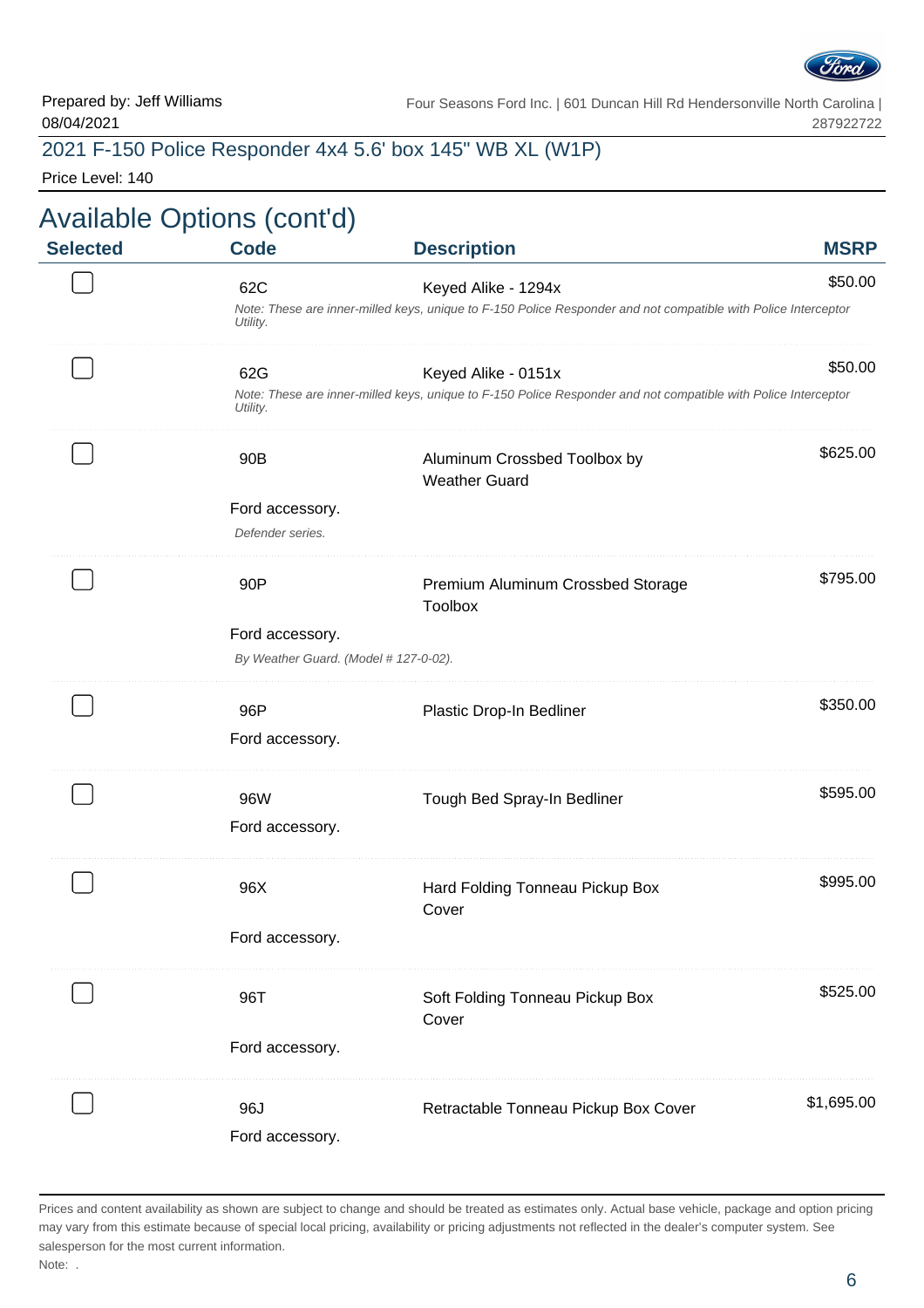Prepared by: Jeff Williams
08/04/2021

Four Seasons Ford Inc. | 601 Duncan Hill Rd Hendersonville North Carolina | 287922722

## 2021 F-150 Police Responder 4x4 5.6' box 145" WB XL (W1P)

Price Level: 140

# Available Options (cont'd)

| Selected | Code | Description | MSRP |
|---|---|---|---|
| ☐ | 62C | Keyed Alike - 1294x<br>*Note: These are inner-milled keys, unique to F-150 Police Responder and not compatible with Police Interceptor Utility.* | $50.00 |
| ☐ | 62G | Keyed Alike - 0151x<br>*Note: These are inner-milled keys, unique to F-150 Police Responder and not compatible with Police Interceptor Utility.* | $50.00 |
| ☐ | 90B | Aluminum Crossbed Toolbox by Weather Guard<br>Ford accessory.<br>*Defender series.* | $625.00 |
| ☐ | 90P | Premium Aluminum Crossbed Storage Toolbox<br>Ford accessory.<br>*By Weather Guard. (Model # 127-0-02).* | $795.00 |
| ☐ | 96P | Plastic Drop-In Bedliner<br>Ford accessory. | $350.00 |
| ☐ | 96W | Tough Bed Spray-In Bedliner<br>Ford accessory. | $595.00 |
| ☐ | 96X | Hard Folding Tonneau Pickup Box Cover<br>Ford accessory. | $995.00 |
| ☐ | 96T | Soft Folding Tonneau Pickup Box Cover<br>Ford accessory. | $525.00 |
| ☐ | 96J | Retractable Tonneau Pickup Box Cover<br>Ford accessory. | $1,695.00 |

Prices and content availability as shown are subject to change and should be treated as estimates only. Actual base vehicle, package and option pricing may vary from this estimate because of special local pricing, availability or pricing adjustments not reflected in the dealer's computer system. See salesperson for the most current information.

Note: .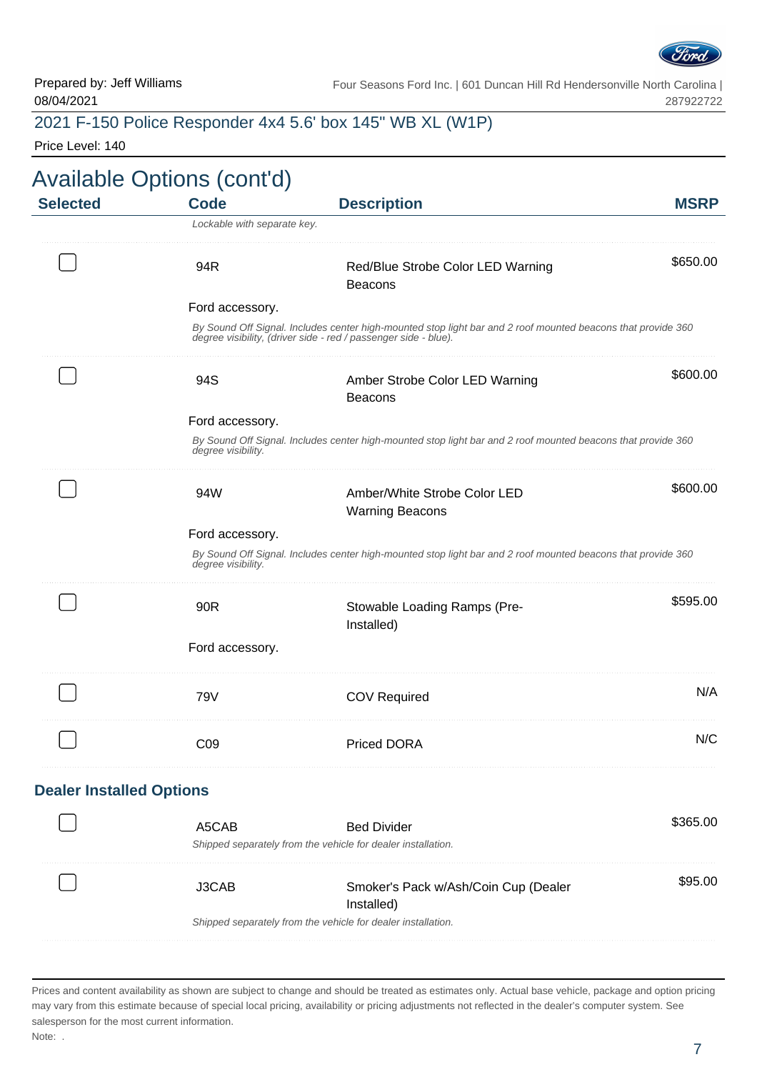Prepared by: Jeff Williams
08/04/2021

Four Seasons Ford Inc. | 601 Duncan Hill Rd Hendersonville North Carolina | 287922722

## 2021 F-150 Police Responder 4x4 5.6' box 145" WB XL (W1P)

Price Level: 140

# Available Options (cont'd)

| Selected | Code | Description | MSRP |
|---|---|---|---|
| | *Lockable with separate key.* | | |
| ☐ | 94R | Red/Blue Strobe Color LED Warning Beacons | $650.00 |
| | Ford accessory. *By Sound Off Signal. Includes center high-mounted stop light bar and 2 roof mounted beacons that provide 360 degree visibility, (driver side - red / passenger side - blue).* | | |
| ☐ | 94S | Amber Strobe Color LED Warning Beacons | $600.00 |
| | Ford accessory. *By Sound Off Signal. Includes center high-mounted stop light bar and 2 roof mounted beacons that provide 360 degree visibility.* | | |
| ☐ | 94W | Amber/White Strobe Color LED Warning Beacons | $600.00 |
| | Ford accessory. *By Sound Off Signal. Includes center high-mounted stop light bar and 2 roof mounted beacons that provide 360 degree visibility.* | | |
| ☐ | 90R | Stowable Loading Ramps (Pre-Installed) | $595.00 |
| | Ford accessory. | | |
| ☐ | 79V | COV Required | N/A |
| ☐ | C09 | Priced DORA | N/C |

### Dealer Installed Options

| Selected | Code | Description | MSRP |
|---|---|---|---|
| ☐ | A5CAB | Bed Divider | $365.00 |
| | *Shipped separately from the vehicle for dealer installation.* | | |
| ☐ | J3CAB | Smoker's Pack w/Ash/Coin Cup (Dealer Installed) | $95.00 |
| | *Shipped separately from the vehicle for dealer installation.* | | |

Prices and content availability as shown are subject to change and should be treated as estimates only. Actual base vehicle, package and option pricing may vary from this estimate because of special local pricing, availability or pricing adjustments not reflected in the dealer's computer system. See salesperson for the most current information.

Note: .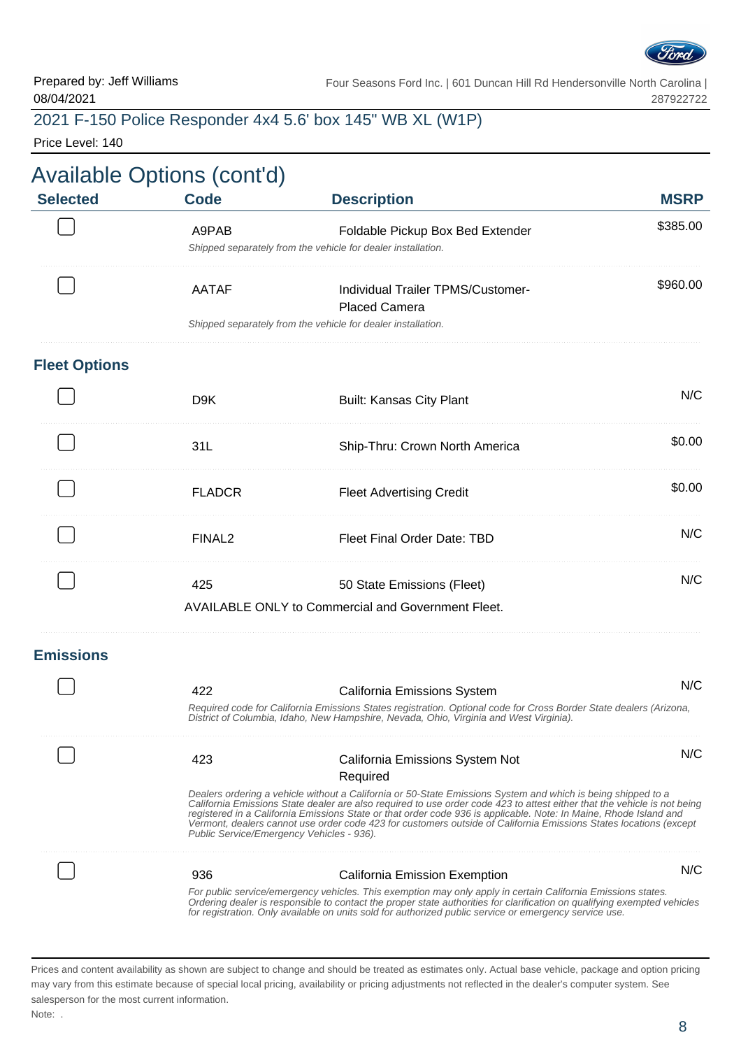Prepared by: Jeff Williams
08/04/2021

Four Seasons Ford Inc. | 601 Duncan Hill Rd Hendersonville North Carolina | 287922722

## 2021 F-150 Police Responder 4x4 5.6' box 145" WB XL (W1P)

Price Level: 140

# Available Options (cont'd)

| Selected | Code | Description | MSRP |
|---|---|---|---|
| ☐ | A9PAB | Foldable Pickup Box Bed Extender<br>*Shipped separately from the vehicle for dealer installation.* | $385.00 |
| ☐ | AATAF | Individual Trailer TPMS/Customer-Placed Camera<br>*Shipped separately from the vehicle for dealer installation.* | $960.00 |

### Fleet Options

| Selected | Code | Description | MSRP |
|---|---|---|---|
| ☐ | D9K | Built: Kansas City Plant | N/C |
| ☐ | 31L | Ship-Thru: Crown North America | $0.00 |
| ☐ | FLADCR | Fleet Advertising Credit | $0.00 |
| ☐ | FINAL2 | Fleet Final Order Date: TBD | N/C |
| ☐ | 425 | 50 State Emissions (Fleet)<br>AVAILABLE ONLY to Commercial and Government Fleet. | N/C |

### Emissions

| Selected | Code | Description | MSRP |
|---|---|---|---|
| ☐ | 422 | California Emissions System<br>*Required code for California Emissions States registration. Optional code for Cross Border State dealers (Arizona, District of Columbia, Idaho, New Hampshire, Nevada, Ohio, Virginia and West Virginia).* | N/C |
| ☐ | 423 | California Emissions System Not Required<br>*Dealers ordering a vehicle without a California or 50-State Emissions System and which is being shipped to a California Emissions State dealer are also required to use order code 423 to attest either that the vehicle is not being registered in a California Emissions State or that order code 936 is applicable. Note: In Maine, Rhode Island and Vermont, dealers cannot use order code 423 for customers outside of California Emissions States locations (except Public Service/Emergency Vehicles - 936).* | N/C |
| ☐ | 936 | California Emission Exemption<br>*For public service/emergency vehicles. This exemption may only apply in certain California Emissions states. Ordering dealer is responsible to contact the proper state authorities for clarification on qualifying exempted vehicles for registration. Only available on units sold for authorized public service or emergency service use.* | N/C |

Prices and content availability as shown are subject to change and should be treated as estimates only. Actual base vehicle, package and option pricing may vary from this estimate because of special local pricing, availability or pricing adjustments not reflected in the dealer's computer system. See salesperson for the most current information.

Note: .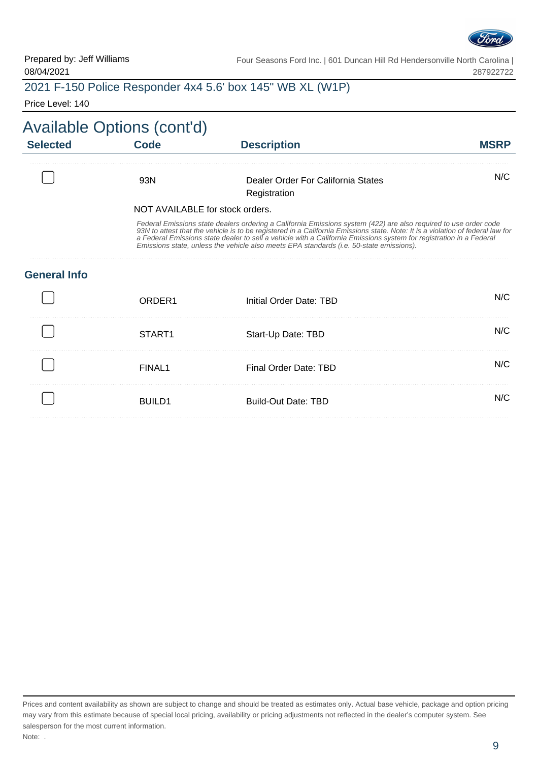Prepared by: Jeff Williams
08/04/2021

Four Seasons Ford Inc. | 601 Duncan Hill Rd Hendersonville North Carolina | 287922722

2021 F-150 Police Responder 4x4 5.6' box 145" WB XL (W1P)

Price Level: 140

## Available Options (cont'd)

| Selected | Code | Description | MSRP |
|---|---|---|---|
| ☐ | 93N | Dealer Order For California States Registration | N/C |

NOT AVAILABLE for stock orders.

*Federal Emissions state dealers ordering a California Emissions system (422) are also required to use order code 93N to attest that the vehicle is to be registered in a California Emissions state. Note: It is a violation of federal law for a Federal Emissions state dealer to sell a vehicle with a California Emissions system for registration in a Federal Emissions state, unless the vehicle also meets EPA standards (i.e. 50-state emissions).*

### General Info

| Selected | Code | Description | MSRP |
|---|---|---|---|
| ☐ | ORDER1 | Initial Order Date: TBD | N/C |
| ☐ | START1 | Start-Up Date: TBD | N/C |
| ☐ | FINAL1 | Final Order Date: TBD | N/C |
| ☐ | BUILD1 | Build-Out Date: TBD | N/C |

Prices and content availability as shown are subject to change and should be treated as estimates only. Actual base vehicle, package and option pricing may vary from this estimate because of special local pricing, availability or pricing adjustments not reflected in the dealer's computer system. See salesperson for the most current information.

Note: .